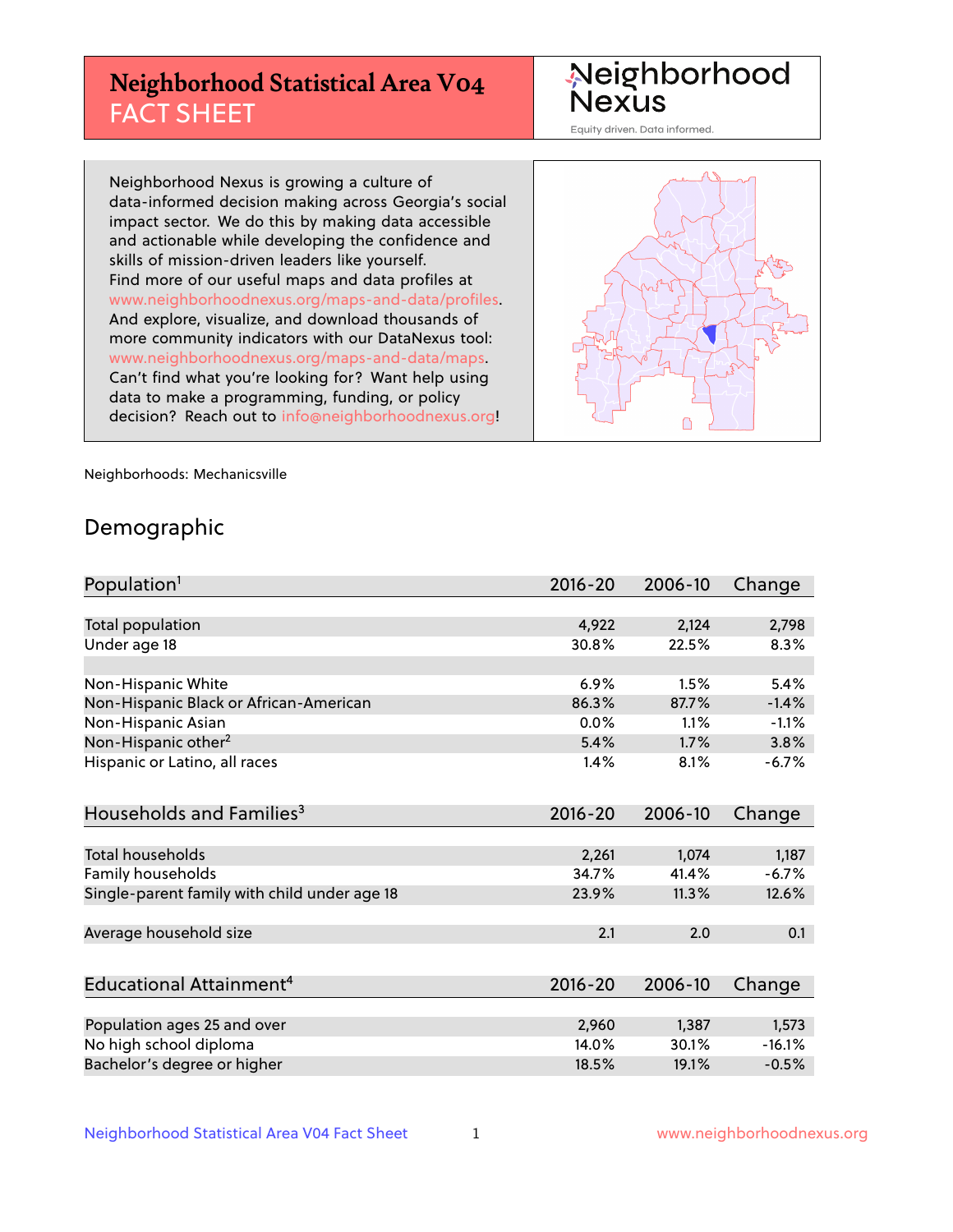# Neighborhood Statistical Area V04 FACT SHEET

Neighborhood Nexus

Equity driven. Data informed.

Neighborhood Nexus is growing a culture of data-informed decision making across Georgia's social impact sector. We do this by making data accessible and actionable while developing the confidence and skills of mission-driven leaders like yourself. Find more of our useful maps and data profiles at www.neighborhoodnexus.org/maps-and-data/profiles. And explore, visualize, and download thousands of more community indicators with our DataNexus tool: www.neighborhoodnexus.org/maps-and-data/maps. Can't find what you're looking for? Want help using data to make a programming, funding, or policy decision? Reach out to info@neighborhoodnexus.org!

Neighborhoods: Mechanicsville

## Demographic

| Population[1] | 2016-20 | 2006-10 | Change |
|---|---|---|---|
| Total population | 4,922 | 2,124 | 2,798 |
| Under age 18 | 30.8% | 22.5% | 8.3% |
| | | | |
| Non-Hispanic White | 6.9% | 1.5% | 5.4% |
| Non-Hispanic Black or African-American | 86.3% | 87.7% | -1.4% |
| Non-Hispanic Asian | 0.0% | 1.1% | -1.1% |
| Non-Hispanic other[2] | 5.4% | 1.7% | 3.8% |
| Hispanic or Latino, all races | 1.4% | 8.1% | -6.7% |

| Households and Families[3] | 2016-20 | 2006-10 | Change |
|---|---|---|---|
| Total households | 2,261 | 1,074 | 1,187 |
| Family households | 34.7% | 41.4% | -6.7% |
| Single-parent family with child under age 18 | 23.9% | 11.3% | 12.6% |
| Average household size | 2.1 | 2.0 | 0.1 |

| Educational Attainment[4] | 2016-20 | 2006-10 | Change |
|---|---|---|---|
| Population ages 25 and over | 2,960 | 1,387 | 1,573 |
| No high school diploma | 14.0% | 30.1% | -16.1% |
| Bachelor's degree or higher | 18.5% | 19.1% | -0.5% |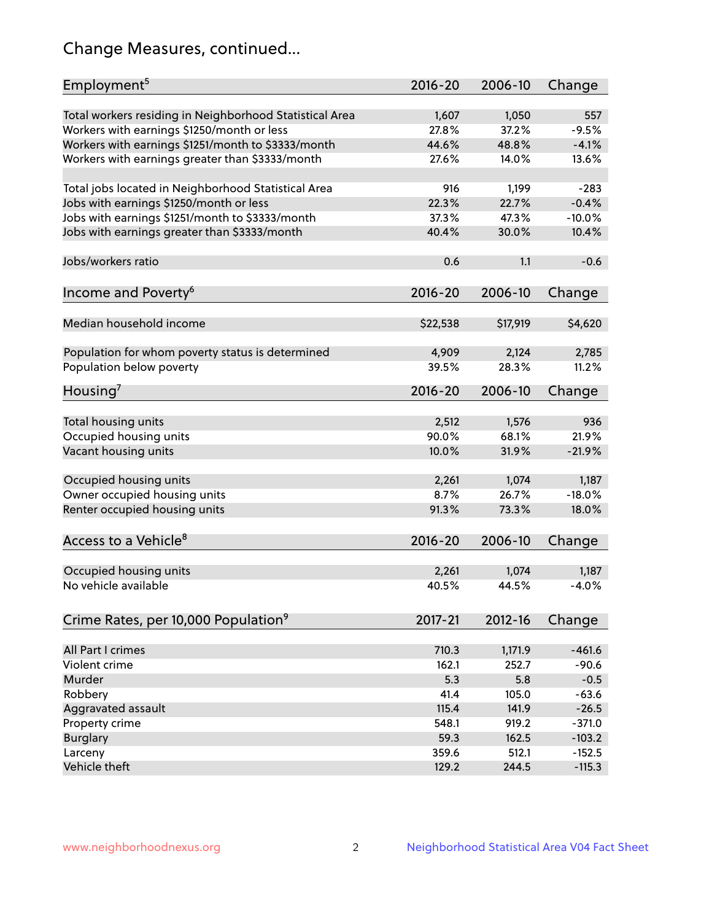# Change Measures, continued...

| Employment[5] | 2016-20 | 2006-10 | Change |
|---|---|---|---|
| Total workers residing in Neighborhood Statistical Area | 1,607 | 1,050 | 557 |
| Workers with earnings $1250/month or less | 27.8% | 37.2% | -9.5% |
| Workers with earnings $1251/month to $3333/month | 44.6% | 48.8% | -4.1% |
| Workers with earnings greater than $3333/month | 27.6% | 14.0% | 13.6% |
| Total jobs located in Neighborhood Statistical Area | 916 | 1,199 | -283 |
| Jobs with earnings $1250/month or less | 22.3% | 22.7% | -0.4% |
| Jobs with earnings $1251/month to $3333/month | 37.3% | 47.3% | -10.0% |
| Jobs with earnings greater than $3333/month | 40.4% | 30.0% | 10.4% |
| Jobs/workers ratio | 0.6 | 1.1 | -0.6 |

| Income and Poverty[6] | 2016-20 | 2006-10 | Change |
|---|---|---|---|
| Median household income | $22,538 | $17,919 | $4,620 |
| Population for whom poverty status is determined | 4,909 | 2,124 | 2,785 |
| Population below poverty | 39.5% | 28.3% | 11.2% |

| Housing[7] | 2016-20 | 2006-10 | Change |
|---|---|---|---|
| Total housing units | 2,512 | 1,576 | 936 |
| Occupied housing units | 90.0% | 68.1% | 21.9% |
| Vacant housing units | 10.0% | 31.9% | -21.9% |
| Occupied housing units | 2,261 | 1,074 | 1,187 |
| Owner occupied housing units | 8.7% | 26.7% | -18.0% |
| Renter occupied housing units | 91.3% | 73.3% | 18.0% |

| Access to a Vehicle[8] | 2016-20 | 2006-10 | Change |
|---|---|---|---|
| Occupied housing units | 2,261 | 1,074 | 1,187 |
| No vehicle available | 40.5% | 44.5% | -4.0% |

| Crime Rates, per 10,000 Population[9] | 2017-21 | 2012-16 | Change |
|---|---|---|---|
| All Part I crimes | 710.3 | 1,171.9 | -461.6 |
| Violent crime | 162.1 | 252.7 | -90.6 |
| Murder | 5.3 | 5.8 | -0.5 |
| Robbery | 41.4 | 105.0 | -63.6 |
| Aggravated assault | 115.4 | 141.9 | -26.5 |
| Property crime | 548.1 | 919.2 | -371.0 |
| Burglary | 59.3 | 162.5 | -103.2 |
| Larceny | 359.6 | 512.1 | -152.5 |
| Vehicle theft | 129.2 | 244.5 | -115.3 |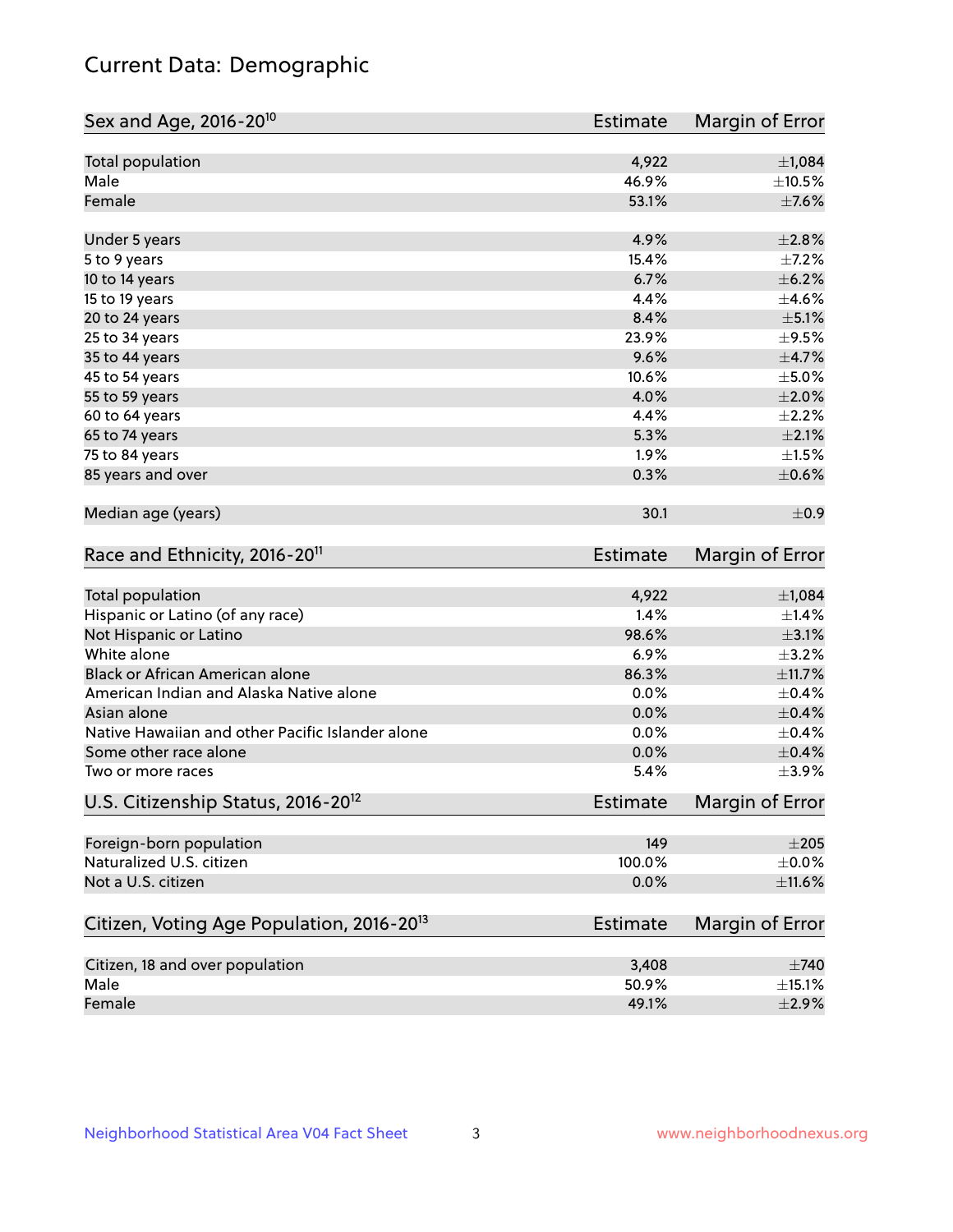# Current Data: Demographic

| Sex and Age, 2016-20[10] | Estimate | Margin of Error |
|---|---|---|
| Total population | 4,922 | ±1,084 |
| Male | 46.9% | ±10.5% |
| Female | 53.1% | ±7.6% |
| Under 5 years | 4.9% | ±2.8% |
| 5 to 9 years | 15.4% | ±7.2% |
| 10 to 14 years | 6.7% | ±6.2% |
| 15 to 19 years | 4.4% | ±4.6% |
| 20 to 24 years | 8.4% | ±5.1% |
| 25 to 34 years | 23.9% | ±9.5% |
| 35 to 44 years | 9.6% | ±4.7% |
| 45 to 54 years | 10.6% | ±5.0% |
| 55 to 59 years | 4.0% | ±2.0% |
| 60 to 64 years | 4.4% | ±2.2% |
| 65 to 74 years | 5.3% | ±2.1% |
| 75 to 84 years | 1.9% | ±1.5% |
| 85 years and over | 0.3% | ±0.6% |
| Median age (years) | 30.1 | ±0.9 |

| Race and Ethnicity, 2016-20[11] | Estimate | Margin of Error |
|---|---|---|
| Total population | 4,922 | ±1,084 |
| Hispanic or Latino (of any race) | 1.4% | ±1.4% |
| Not Hispanic or Latino | 98.6% | ±3.1% |
| White alone | 6.9% | ±3.2% |
| Black or African American alone | 86.3% | ±11.7% |
| American Indian and Alaska Native alone | 0.0% | ±0.4% |
| Asian alone | 0.0% | ±0.4% |
| Native Hawaiian and other Pacific Islander alone | 0.0% | ±0.4% |
| Some other race alone | 0.0% | ±0.4% |
| Two or more races | 5.4% | ±3.9% |

| U.S. Citizenship Status, 2016-20[12] | Estimate | Margin of Error |
|---|---|---|
| Foreign-born population | 149 | ±205 |
| Naturalized U.S. citizen | 100.0% | ±0.0% |
| Not a U.S. citizen | 0.0% | ±11.6% |

| Citizen, Voting Age Population, 2016-20[13] | Estimate | Margin of Error |
|---|---|---|
| Citizen, 18 and over population | 3,408 | ±740 |
| Male | 50.9% | ±15.1% |
| Female | 49.1% | ±2.9% |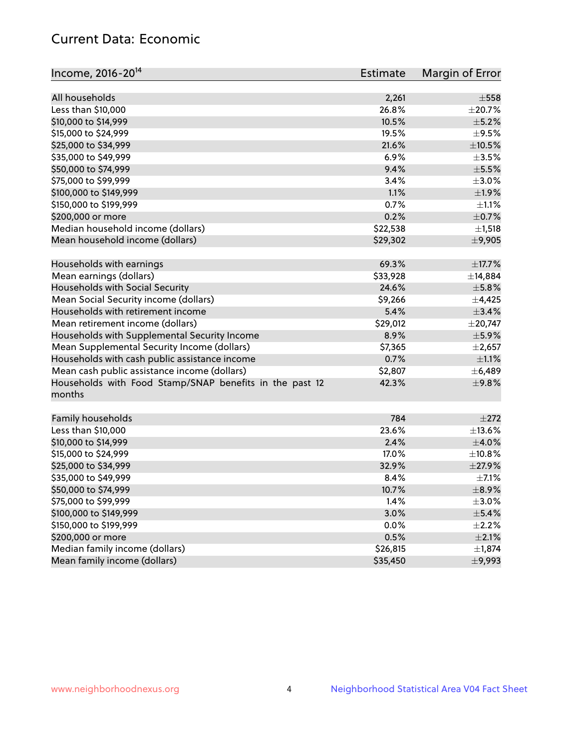## Current Data: Economic

| Income, 2016-20[14] | Estimate | Margin of Error |
|---|---|---|
| All households | 2,261 | ±558 |
| Less than $10,000 | 26.8% | ±20.7% |
| $10,000 to $14,999 | 10.5% | ±5.2% |
| $15,000 to $24,999 | 19.5% | ±9.5% |
| $25,000 to $34,999 | 21.6% | ±10.5% |
| $35,000 to $49,999 | 6.9% | ±3.5% |
| $50,000 to $74,999 | 9.4% | ±5.5% |
| $75,000 to $99,999 | 3.4% | ±3.0% |
| $100,000 to $149,999 | 1.1% | ±1.9% |
| $150,000 to $199,999 | 0.7% | ±1.1% |
| $200,000 or more | 0.2% | ±0.7% |
| Median household income (dollars) | $22,538 | ±1,518 |
| Mean household income (dollars) | $29,302 | ±9,905 |
| | | |
| Households with earnings | 69.3% | ±17.7% |
| Mean earnings (dollars) | $33,928 | ±14,884 |
| Households with Social Security | 24.6% | ±5.8% |
| Mean Social Security income (dollars) | $9,266 | ±4,425 |
| Households with retirement income | 5.4% | ±3.4% |
| Mean retirement income (dollars) | $29,012 | ±20,747 |
| Households with Supplemental Security Income | 8.9% | ±5.9% |
| Mean Supplemental Security Income (dollars) | $7,365 | ±2,657 |
| Households with cash public assistance income | 0.7% | ±1.1% |
| Mean cash public assistance income (dollars) | $2,807 | ±6,489 |
| Households with Food Stamp/SNAP benefits in the past 12 months | 42.3% | ±9.8% |
| | | |
| Family households | 784 | ±272 |
| Less than $10,000 | 23.6% | ±13.6% |
| $10,000 to $14,999 | 2.4% | ±4.0% |
| $15,000 to $24,999 | 17.0% | ±10.8% |
| $25,000 to $34,999 | 32.9% | ±27.9% |
| $35,000 to $49,999 | 8.4% | ±7.1% |
| $50,000 to $74,999 | 10.7% | ±8.9% |
| $75,000 to $99,999 | 1.4% | ±3.0% |
| $100,000 to $149,999 | 3.0% | ±5.4% |
| $150,000 to $199,999 | 0.0% | ±2.2% |
| $200,000 or more | 0.5% | ±2.1% |
| Median family income (dollars) | $26,815 | ±1,874 |
| Mean family income (dollars) | $35,450 | ±9,993 |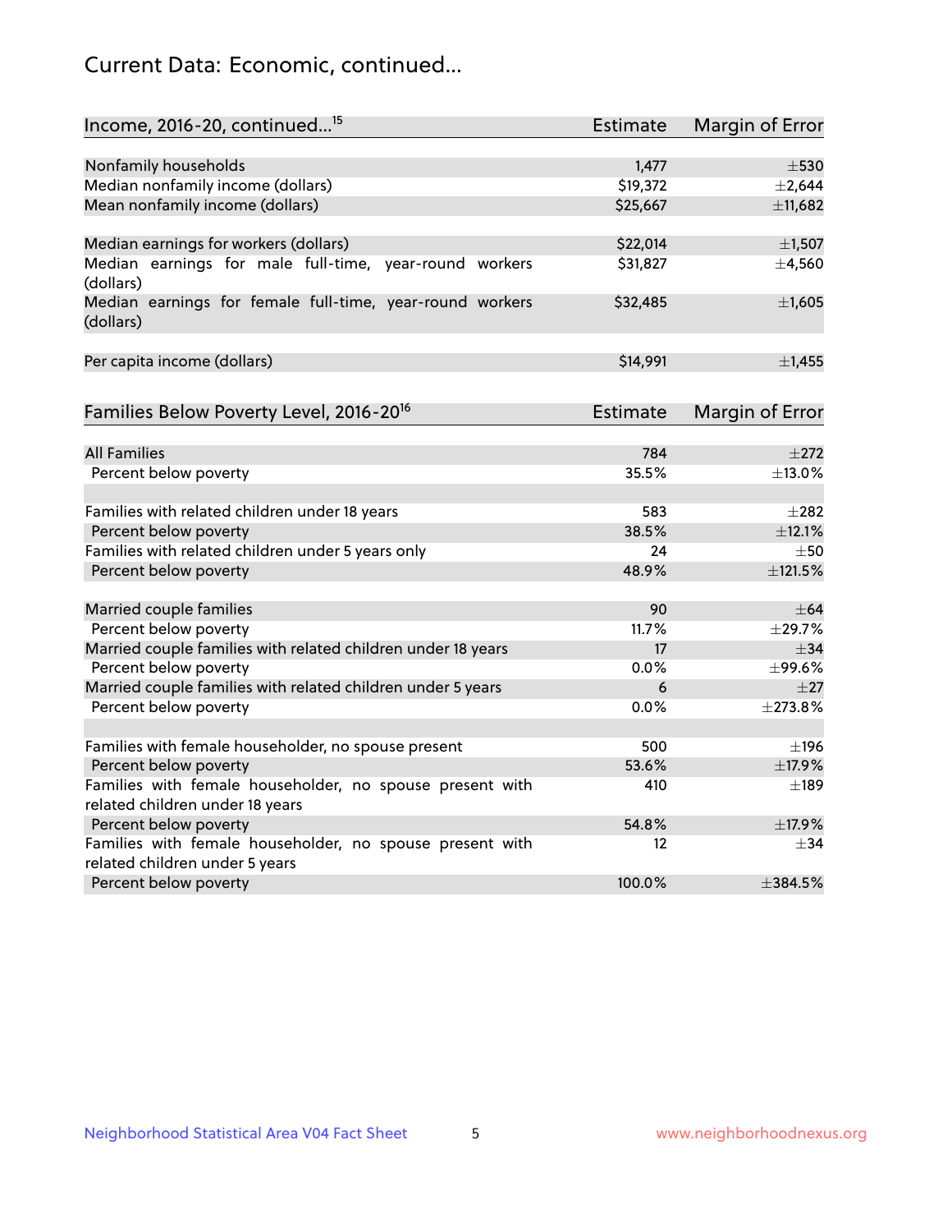## Current Data: Economic, continued...

| Income, 2016-20, continued...[15] | Estimate | Margin of Error |
|---|---|---|
| Nonfamily households | 1,477 | ±530 |
| Median nonfamily income (dollars) | $19,372 | ±2,644 |
| Mean nonfamily income (dollars) | $25,667 | ±11,682 |
| | | |
| Median earnings for workers (dollars) | $22,014 | ±1,507 |
| Median earnings for male full-time, year-round workers (dollars) | $31,827 | ±4,560 |
| Median earnings for female full-time, year-round workers (dollars) | $32,485 | ±1,605 |
| | | |
| Per capita income (dollars) | $14,991 | ±1,455 |

| Families Below Poverty Level, 2016-20[16] | Estimate | Margin of Error |
|---|---|---|
| All Families | 784 | ±272 |
| Percent below poverty | 35.5% | ±13.0% |
| | | |
| Families with related children under 18 years | 583 | ±282 |
| Percent below poverty | 38.5% | ±12.1% |
| Families with related children under 5 years only | 24 | ±50 |
| Percent below poverty | 48.9% | ±121.5% |
| | | |
| Married couple families | 90 | ±64 |
| Percent below poverty | 11.7% | ±29.7% |
| Married couple families with related children under 18 years | 17 | ±34 |
| Percent below poverty | 0.0% | ±99.6% |
| Married couple families with related children under 5 years | 6 | ±27 |
| Percent below poverty | 0.0% | ±273.8% |
| | | |
| Families with female householder, no spouse present | 500 | ±196 |
| Percent below poverty | 53.6% | ±17.9% |
| Families with female householder, no spouse present with related children under 18 years | 410 | ±189 |
| Percent below poverty | 54.8% | ±17.9% |
| Families with female householder, no spouse present with related children under 5 years | 12 | ±34 |
| Percent below poverty | 100.0% | ±384.5% |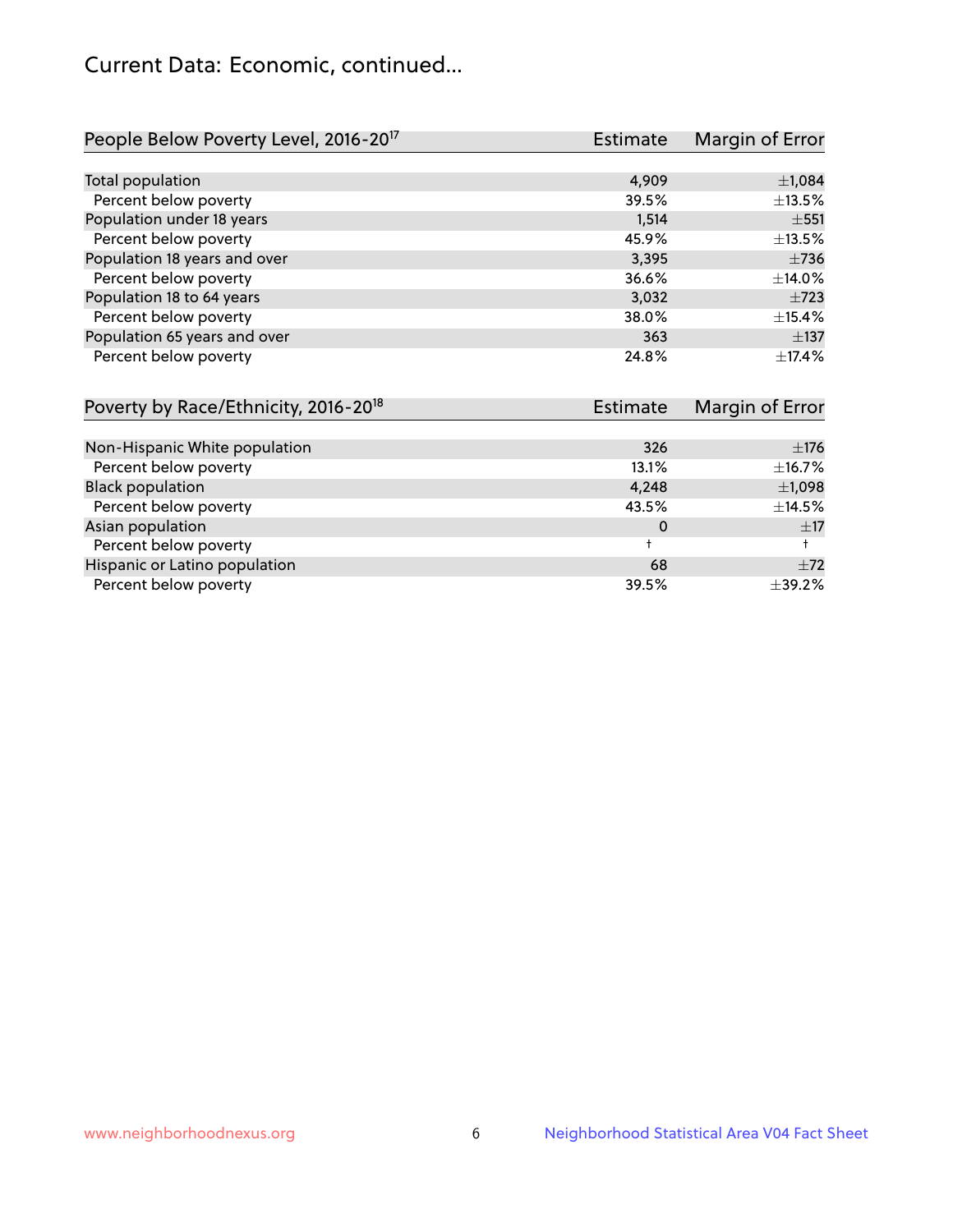## Current Data: Economic, continued...

| People Below Poverty Level, 2016-20[17] | Estimate | Margin of Error |
|---|---|---|
| Total population | 4,909 | ±1,084 |
| Percent below poverty | 39.5% | ±13.5% |
| Population under 18 years | 1,514 | ±551 |
| Percent below poverty | 45.9% | ±13.5% |
| Population 18 years and over | 3,395 | ±736 |
| Percent below poverty | 36.6% | ±14.0% |
| Population 18 to 64 years | 3,032 | ±723 |
| Percent below poverty | 38.0% | ±15.4% |
| Population 65 years and over | 363 | ±137 |
| Percent below poverty | 24.8% | ±17.4% |

| Poverty by Race/Ethnicity, 2016-20[18] | Estimate | Margin of Error |
|---|---|---|
| Non-Hispanic White population | 326 | ±176 |
| Percent below poverty | 13.1% | ±16.7% |
| Black population | 4,248 | ±1,098 |
| Percent below poverty | 43.5% | ±14.5% |
| Asian population | 0 | ±17 |
| Percent below poverty | † | † |
| Hispanic or Latino population | 68 | ±72 |
| Percent below poverty | 39.5% | ±39.2% |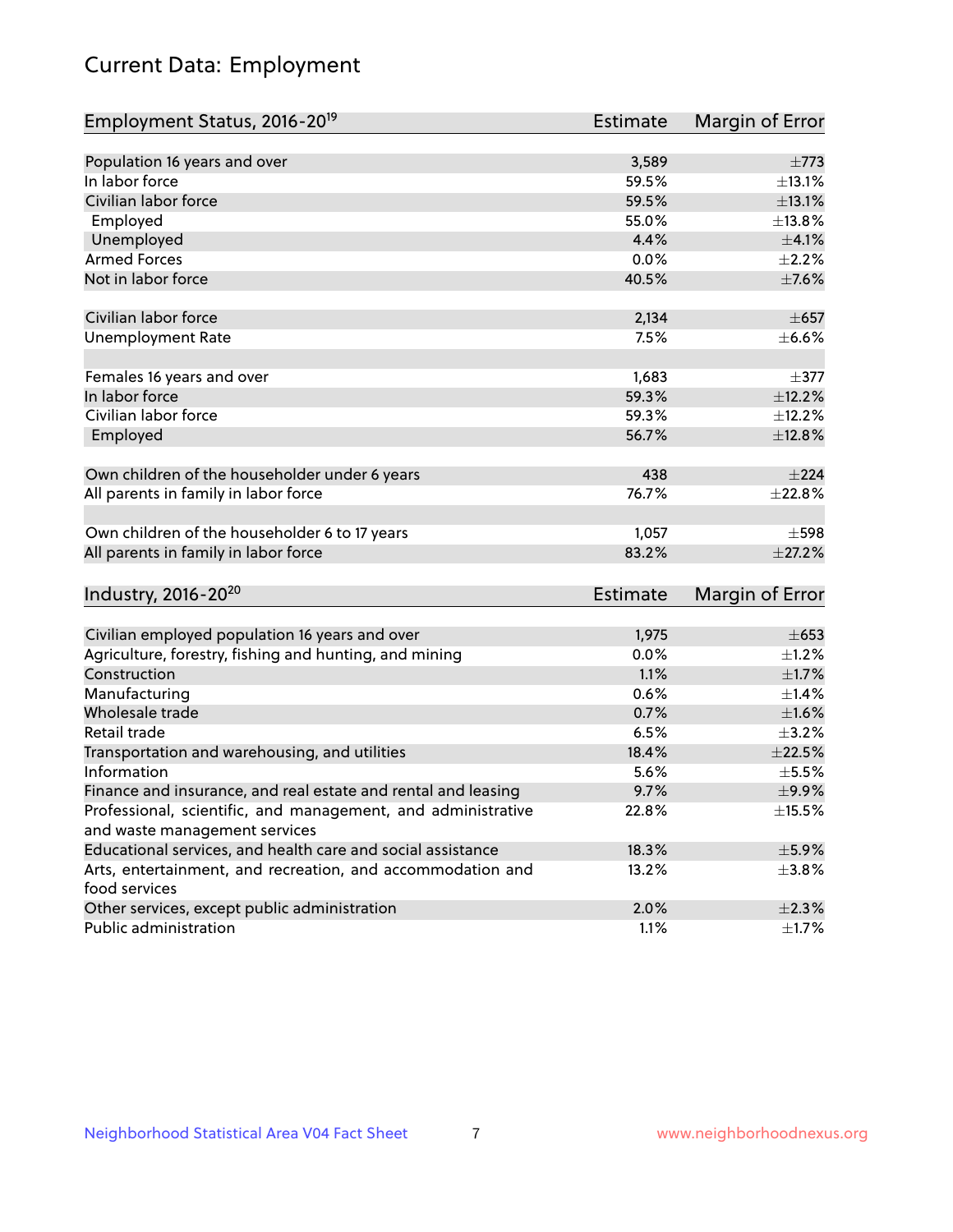# Current Data: Employment

| Employment Status, 2016-20[19] | Estimate | Margin of Error |
|---|---|---|
| Population 16 years and over | 3,589 | ±773 |
| In labor force | 59.5% | ±13.1% |
| Civilian labor force | 59.5% | ±13.1% |
| Employed | 55.0% | ±13.8% |
| Unemployed | 4.4% | ±4.1% |
| Armed Forces | 0.0% | ±2.2% |
| Not in labor force | 40.5% | ±7.6% |
| | | |
| Civilian labor force | 2,134 | ±657 |
| Unemployment Rate | 7.5% | ±6.6% |
| | | |
| Females 16 years and over | 1,683 | ±377 |
| In labor force | 59.3% | ±12.2% |
| Civilian labor force | 59.3% | ±12.2% |
| Employed | 56.7% | ±12.8% |
| | | |
| Own children of the householder under 6 years | 438 | ±224 |
| All parents in family in labor force | 76.7% | ±22.8% |
| | | |
| Own children of the householder 6 to 17 years | 1,057 | ±598 |
| All parents in family in labor force | 83.2% | ±27.2% |

| Industry, 2016-20[20] | Estimate | Margin of Error |
|---|---|---|
| Civilian employed population 16 years and over | 1,975 | ±653 |
| Agriculture, forestry, fishing and hunting, and mining | 0.0% | ±1.2% |
| Construction | 1.1% | ±1.7% |
| Manufacturing | 0.6% | ±1.4% |
| Wholesale trade | 0.7% | ±1.6% |
| Retail trade | 6.5% | ±3.2% |
| Transportation and warehousing, and utilities | 18.4% | ±22.5% |
| Information | 5.6% | ±5.5% |
| Finance and insurance, and real estate and rental and leasing | 9.7% | ±9.9% |
| Professional, scientific, and management, and administrative and waste management services | 22.8% | ±15.5% |
| Educational services, and health care and social assistance | 18.3% | ±5.9% |
| Arts, entertainment, and recreation, and accommodation and food services | 13.2% | ±3.8% |
| Other services, except public administration | 2.0% | ±2.3% |
| Public administration | 1.1% | ±1.7% |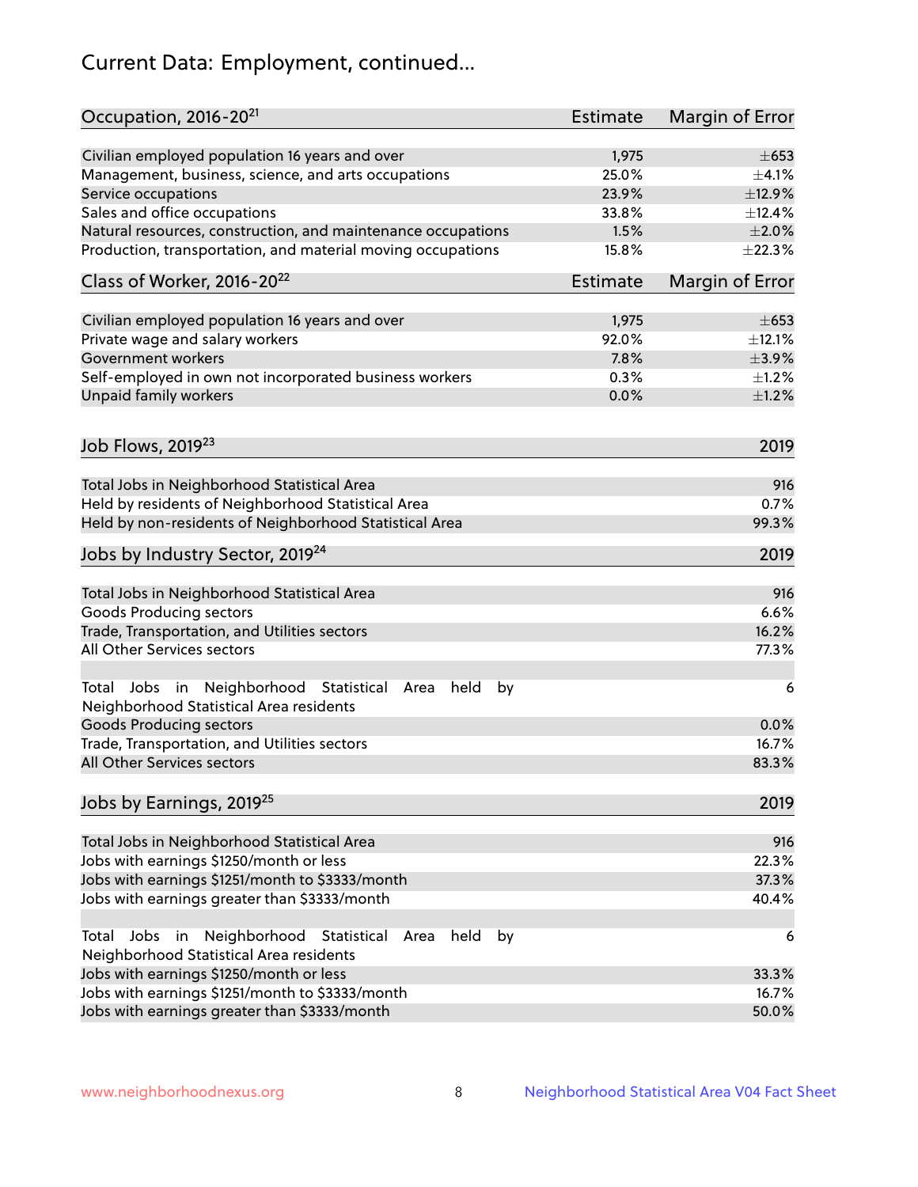# Current Data: Employment, continued...

| Occupation, 2016-20[21] | Estimate | Margin of Error |
|---|---|---|
| Civilian employed population 16 years and over | 1,975 | ±653 |
| Management, business, science, and arts occupations | 25.0% | ±4.1% |
| Service occupations | 23.9% | ±12.9% |
| Sales and office occupations | 33.8% | ±12.4% |
| Natural resources, construction, and maintenance occupations | 1.5% | ±2.0% |
| Production, transportation, and material moving occupations | 15.8% | ±22.3% |

| Class of Worker, 2016-20[22] | Estimate | Margin of Error |
|---|---|---|
| Civilian employed population 16 years and over | 1,975 | ±653 |
| Private wage and salary workers | 92.0% | ±12.1% |
| Government workers | 7.8% | ±3.9% |
| Self-employed in own not incorporated business workers | 0.3% | ±1.2% |
| Unpaid family workers | 0.0% | ±1.2% |

| Job Flows, 2019[23] | 2019 |
|---|---|
| Total Jobs in Neighborhood Statistical Area | 916 |
| Held by residents of Neighborhood Statistical Area | 0.7% |
| Held by non-residents of Neighborhood Statistical Area | 99.3% |

| Jobs by Industry Sector, 2019[24] | 2019 |
|---|---|
| Total Jobs in Neighborhood Statistical Area | 916 |
| Goods Producing sectors | 6.6% |
| Trade, Transportation, and Utilities sectors | 16.2% |
| All Other Services sectors | 77.3% |
| Total Jobs in Neighborhood Statistical Area held by Neighborhood Statistical Area residents | 6 |
| Goods Producing sectors | 0.0% |
| Trade, Transportation, and Utilities sectors | 16.7% |
| All Other Services sectors | 83.3% |

| Jobs by Earnings, 2019[25] | 2019 |
|---|---|
| Total Jobs in Neighborhood Statistical Area | 916 |
| Jobs with earnings $1250/month or less | 22.3% |
| Jobs with earnings $1251/month to $3333/month | 37.3% |
| Jobs with earnings greater than $3333/month | 40.4% |
| Total Jobs in Neighborhood Statistical Area held by Neighborhood Statistical Area residents | 6 |
| Jobs with earnings $1250/month or less | 33.3% |
| Jobs with earnings $1251/month to $3333/month | 16.7% |
| Jobs with earnings greater than $3333/month | 50.0% |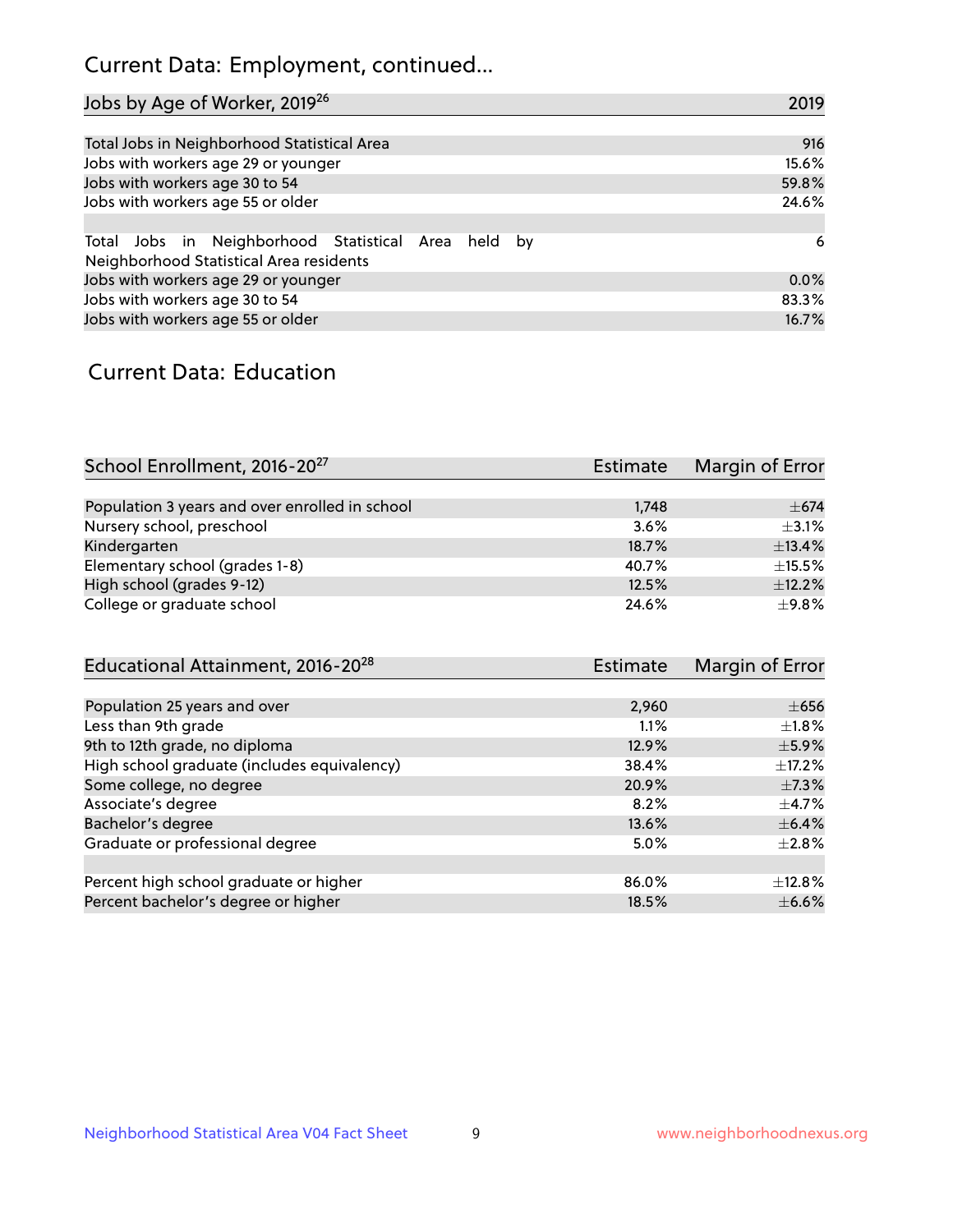# Current Data: Employment, continued...

| Jobs by Age of Worker, 2019[26] | 2019 |
|---|---|
| Total Jobs in Neighborhood Statistical Area | 916 |
| Jobs with workers age 29 or younger | 15.6% |
| Jobs with workers age 30 to 54 | 59.8% |
| Jobs with workers age 55 or older | 24.6% |
| | |
| Total Jobs in Neighborhood Statistical Area held by Neighborhood Statistical Area residents | 6 |
| Jobs with workers age 29 or younger | 0.0% |
| Jobs with workers age 30 to 54 | 83.3% |
| Jobs with workers age 55 or older | 16.7% |

## Current Data: Education

| School Enrollment, 2016-20[27] | Estimate | Margin of Error |
|---|---|---|
| Population 3 years and over enrolled in school | 1,748 | ±674 |
| Nursery school, preschool | 3.6% | ±3.1% |
| Kindergarten | 18.7% | ±13.4% |
| Elementary school (grades 1-8) | 40.7% | ±15.5% |
| High school (grades 9-12) | 12.5% | ±12.2% |
| College or graduate school | 24.6% | ±9.8% |

| Educational Attainment, 2016-20[28] | Estimate | Margin of Error |
|---|---|---|
| Population 25 years and over | 2,960 | ±656 |
| Less than 9th grade | 1.1% | ±1.8% |
| 9th to 12th grade, no diploma | 12.9% | ±5.9% |
| High school graduate (includes equivalency) | 38.4% | ±17.2% |
| Some college, no degree | 20.9% | ±7.3% |
| Associate's degree | 8.2% | ±4.7% |
| Bachelor's degree | 13.6% | ±6.4% |
| Graduate or professional degree | 5.0% | ±2.8% |
| | | |
| Percent high school graduate or higher | 86.0% | ±12.8% |
| Percent bachelor's degree or higher | 18.5% | ±6.6% |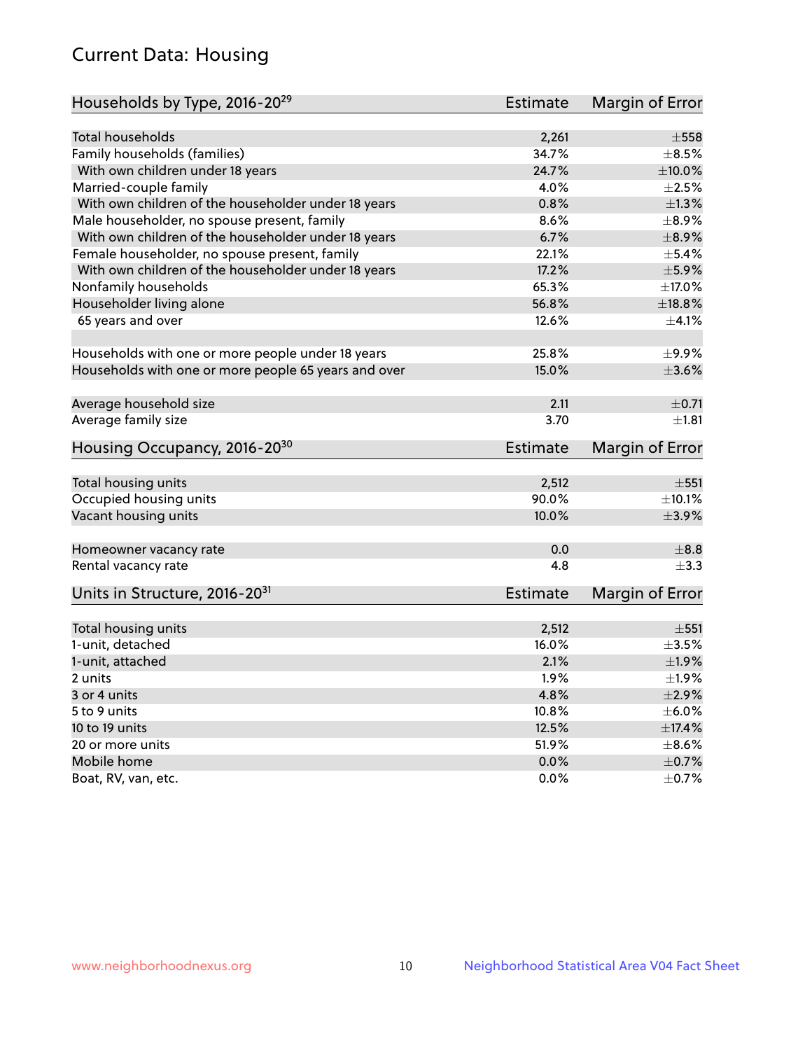# Current Data: Housing

| Households by Type, 2016-20[29] | Estimate | Margin of Error |
|---|---|---|
| Total households | 2,261 | ±558 |
| Family households (families) | 34.7% | ±8.5% |
| With own children under 18 years | 24.7% | ±10.0% |
| Married-couple family | 4.0% | ±2.5% |
| With own children of the householder under 18 years | 0.8% | ±1.3% |
| Male householder, no spouse present, family | 8.6% | ±8.9% |
| With own children of the householder under 18 years | 6.7% | ±8.9% |
| Female householder, no spouse present, family | 22.1% | ±5.4% |
| With own children of the householder under 18 years | 17.2% | ±5.9% |
| Nonfamily households | 65.3% | ±17.0% |
| Householder living alone | 56.8% | ±18.8% |
| 65 years and over | 12.6% | ±4.1% |
| | | |
| Households with one or more people under 18 years | 25.8% | ±9.9% |
| Households with one or more people 65 years and over | 15.0% | ±3.6% |
| | | |
| Average household size | 2.11 | ±0.71 |
| Average family size | 3.70 | ±1.81 |

| Housing Occupancy, 2016-20[30] | Estimate | Margin of Error |
|---|---|---|
| Total housing units | 2,512 | ±551 |
| Occupied housing units | 90.0% | ±10.1% |
| Vacant housing units | 10.0% | ±3.9% |
| | | |
| Homeowner vacancy rate | 0.0 | ±8.8 |
| Rental vacancy rate | 4.8 | ±3.3 |

| Units in Structure, 2016-20[31] | Estimate | Margin of Error |
|---|---|---|
| Total housing units | 2,512 | ±551 |
| 1-unit, detached | 16.0% | ±3.5% |
| 1-unit, attached | 2.1% | ±1.9% |
| 2 units | 1.9% | ±1.9% |
| 3 or 4 units | 4.8% | ±2.9% |
| 5 to 9 units | 10.8% | ±6.0% |
| 10 to 19 units | 12.5% | ±17.4% |
| 20 or more units | 51.9% | ±8.6% |
| Mobile home | 0.0% | ±0.7% |
| Boat, RV, van, etc. | 0.0% | ±0.7% |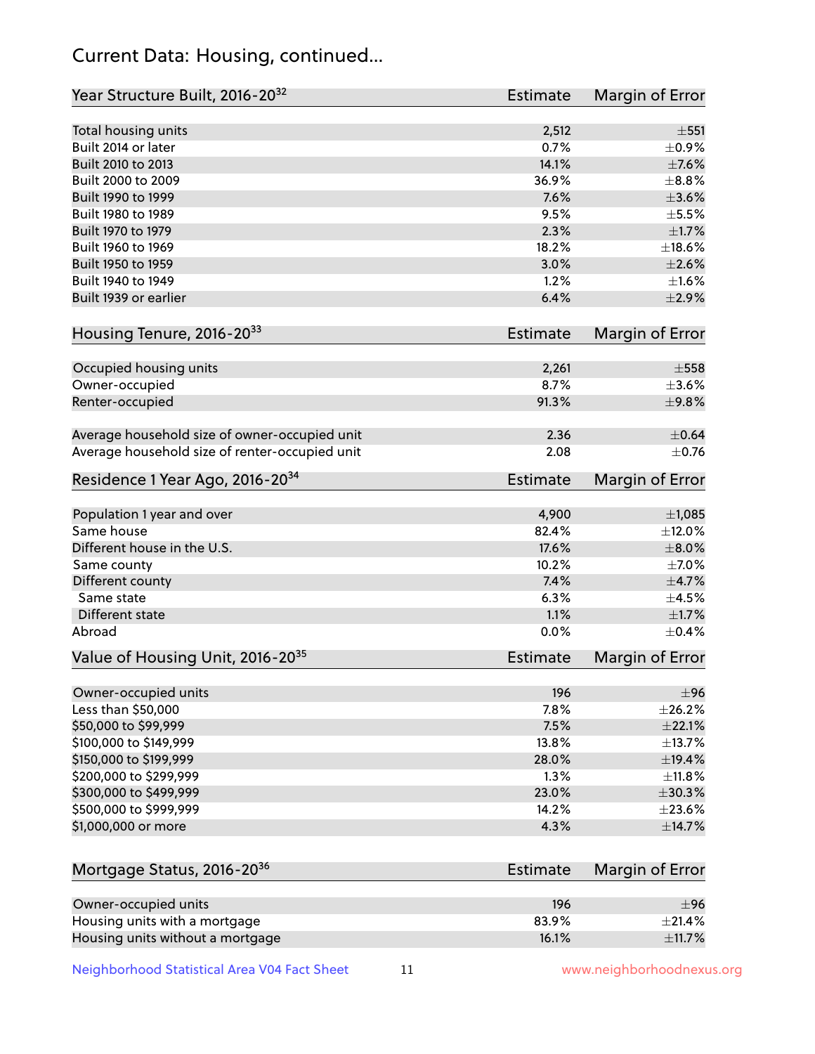# Current Data: Housing, continued...

| Year Structure Built, 2016-20[32] | Estimate | Margin of Error |
|---|---|---|
| Total housing units | 2,512 | ±551 |
| Built 2014 or later | 0.7% | ±0.9% |
| Built 2010 to 2013 | 14.1% | ±7.6% |
| Built 2000 to 2009 | 36.9% | ±8.8% |
| Built 1990 to 1999 | 7.6% | ±3.6% |
| Built 1980 to 1989 | 9.5% | ±5.5% |
| Built 1970 to 1979 | 2.3% | ±1.7% |
| Built 1960 to 1969 | 18.2% | ±18.6% |
| Built 1950 to 1959 | 3.0% | ±2.6% |
| Built 1940 to 1949 | 1.2% | ±1.6% |
| Built 1939 or earlier | 6.4% | ±2.9% |

| Housing Tenure, 2016-20[33] | Estimate | Margin of Error |
|---|---|---|
| Occupied housing units | 2,261 | ±558 |
| Owner-occupied | 8.7% | ±3.6% |
| Renter-occupied | 91.3% | ±9.8% |
| Average household size of owner-occupied unit | 2.36 | ±0.64 |
| Average household size of renter-occupied unit | 2.08 | ±0.76 |

| Residence 1 Year Ago, 2016-20[34] | Estimate | Margin of Error |
|---|---|---|
| Population 1 year and over | 4,900 | ±1,085 |
| Same house | 82.4% | ±12.0% |
| Different house in the U.S. | 17.6% | ±8.0% |
| Same county | 10.2% | ±7.0% |
| Different county | 7.4% | ±4.7% |
| Same state | 6.3% | ±4.5% |
| Different state | 1.1% | ±1.7% |
| Abroad | 0.0% | ±0.4% |

| Value of Housing Unit, 2016-20[35] | Estimate | Margin of Error |
|---|---|---|
| Owner-occupied units | 196 | ±96 |
| Less than $50,000 | 7.8% | ±26.2% |
| $50,000 to $99,999 | 7.5% | ±22.1% |
| $100,000 to $149,999 | 13.8% | ±13.7% |
| $150,000 to $199,999 | 28.0% | ±19.4% |
| $200,000 to $299,999 | 1.3% | ±11.8% |
| $300,000 to $499,999 | 23.0% | ±30.3% |
| $500,000 to $999,999 | 14.2% | ±23.6% |
| $1,000,000 or more | 4.3% | ±14.7% |

| Mortgage Status, 2016-20[36] | Estimate | Margin of Error |
|---|---|---|
| Owner-occupied units | 196 | ±96 |
| Housing units with a mortgage | 83.9% | ±21.4% |
| Housing units without a mortgage | 16.1% | ±11.7% |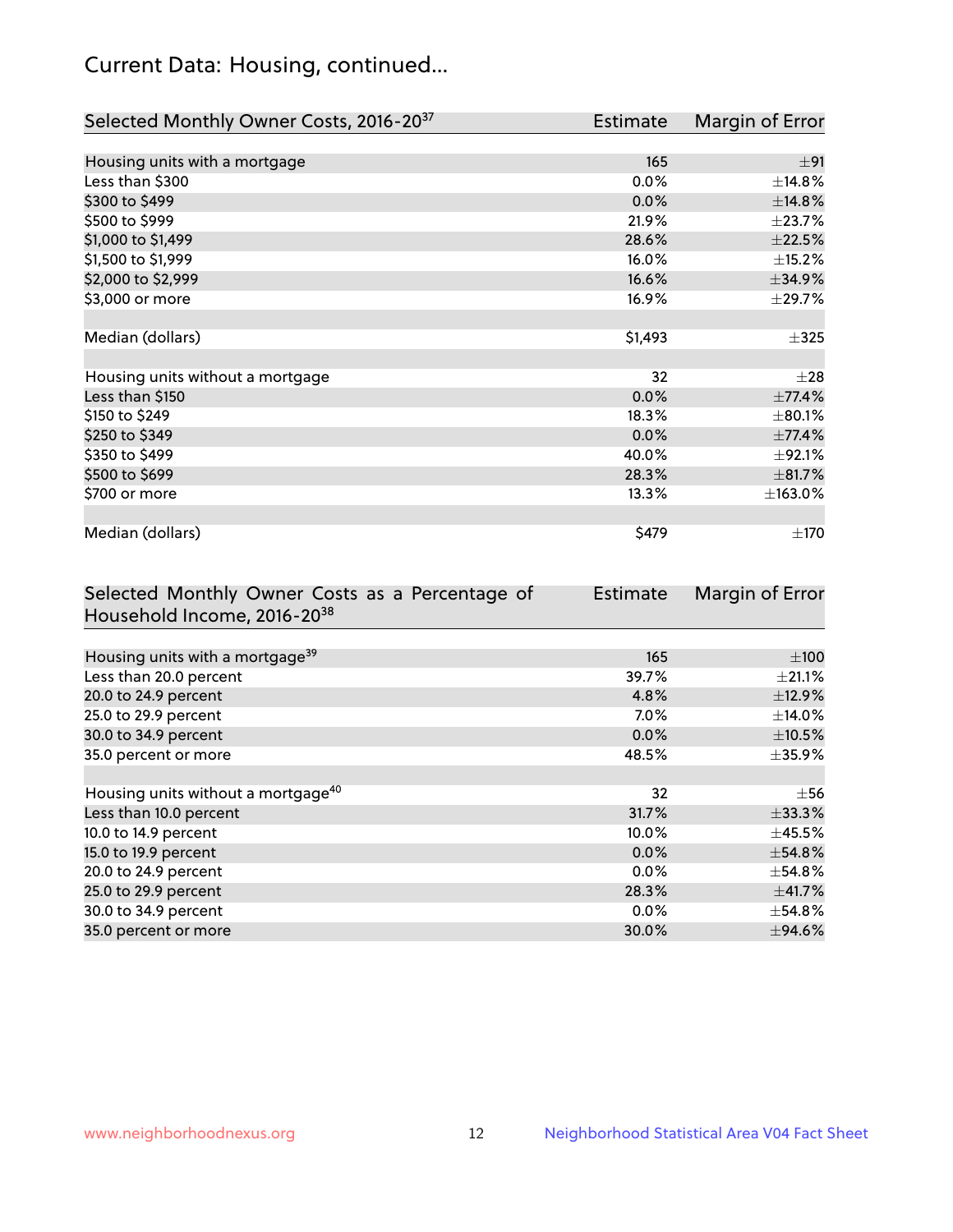# Current Data: Housing, continued...

| Selected Monthly Owner Costs, 2016-20[37] | Estimate | Margin of Error |
|---|---|---|
| Housing units with a mortgage | 165 | ±91 |
| Less than $300 | 0.0% | ±14.8% |
| $300 to $499 | 0.0% | ±14.8% |
| $500 to $999 | 21.9% | ±23.7% |
| $1,000 to $1,499 | 28.6% | ±22.5% |
| $1,500 to $1,999 | 16.0% | ±15.2% |
| $2,000 to $2,999 | 16.6% | ±34.9% |
| $3,000 or more | 16.9% | ±29.7% |
| | | |
| Median (dollars) | $1,493 | ±325 |
| | | |
| Housing units without a mortgage | 32 | ±28 |
| Less than $150 | 0.0% | ±77.4% |
| $150 to $249 | 18.3% | ±80.1% |
| $250 to $349 | 0.0% | ±77.4% |
| $350 to $499 | 40.0% | ±92.1% |
| $500 to $699 | 28.3% | ±81.7% |
| $700 or more | 13.3% | ±163.0% |
| | | |
| Median (dollars) | $479 | ±170 |

| Selected Monthly Owner Costs as a Percentage of Household Income, 2016-20[38] | Estimate | Margin of Error |
|---|---|---|
| Housing units with a mortgage[39] | 165 | ±100 |
| Less than 20.0 percent | 39.7% | ±21.1% |
| 20.0 to 24.9 percent | 4.8% | ±12.9% |
| 25.0 to 29.9 percent | 7.0% | ±14.0% |
| 30.0 to 34.9 percent | 0.0% | ±10.5% |
| 35.0 percent or more | 48.5% | ±35.9% |
| | | |
| Housing units without a mortgage[40] | 32 | ±56 |
| Less than 10.0 percent | 31.7% | ±33.3% |
| 10.0 to 14.9 percent | 10.0% | ±45.5% |
| 15.0 to 19.9 percent | 0.0% | ±54.8% |
| 20.0 to 24.9 percent | 0.0% | ±54.8% |
| 25.0 to 29.9 percent | 28.3% | ±41.7% |
| 30.0 to 34.9 percent | 0.0% | ±54.8% |
| 35.0 percent or more | 30.0% | ±94.6% |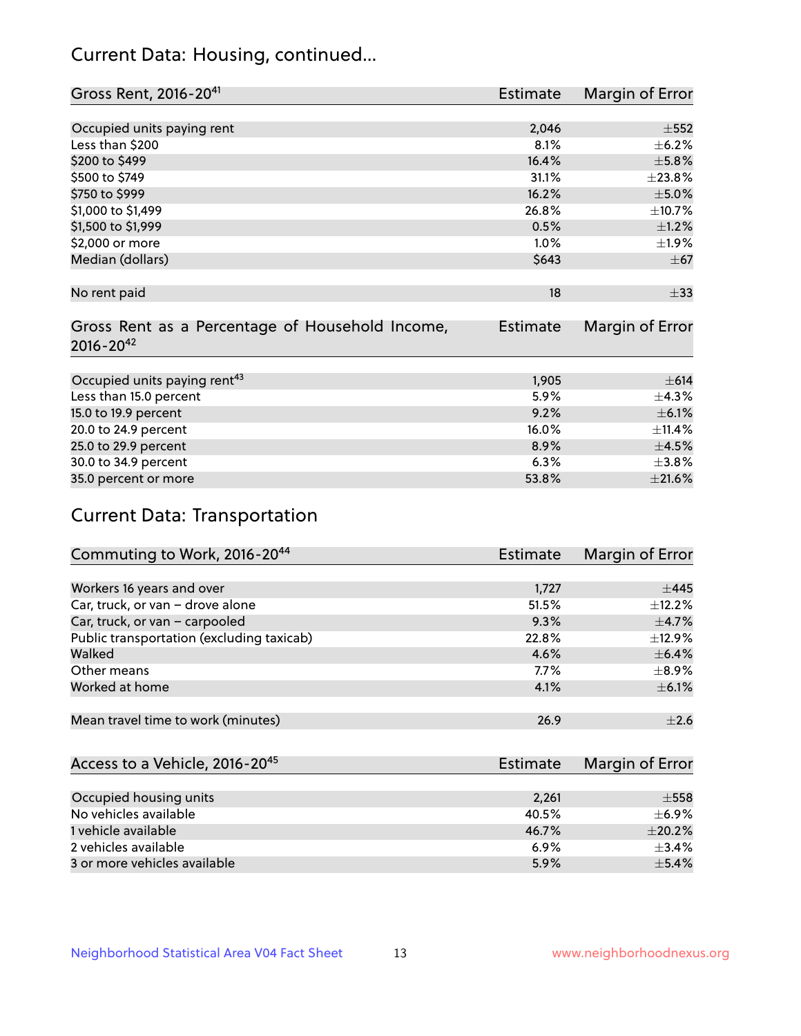## Current Data: Housing, continued...

| Gross Rent, 2016-20[41] | Estimate | Margin of Error |
|---|---|---|
| Occupied units paying rent | 2,046 | ±552 |
| Less than $200 | 8.1% | ±6.2% |
| $200 to $499 | 16.4% | ±5.8% |
| $500 to $749 | 31.1% | ±23.8% |
| $750 to $999 | 16.2% | ±5.0% |
| $1,000 to $1,499 | 26.8% | ±10.7% |
| $1,500 to $1,999 | 0.5% | ±1.2% |
| $2,000 or more | 1.0% | ±1.9% |
| Median (dollars) | $643 | ±67 |
| No rent paid | 18 | ±33 |

| Gross Rent as a Percentage of Household Income, 2016-20[42] | Estimate | Margin of Error |
|---|---|---|
| Occupied units paying rent[43] | 1,905 | ±614 |
| Less than 15.0 percent | 5.9% | ±4.3% |
| 15.0 to 19.9 percent | 9.2% | ±6.1% |
| 20.0 to 24.9 percent | 16.0% | ±11.4% |
| 25.0 to 29.9 percent | 8.9% | ±4.5% |
| 30.0 to 34.9 percent | 6.3% | ±3.8% |
| 35.0 percent or more | 53.8% | ±21.6% |

## Current Data: Transportation

| Commuting to Work, 2016-20[44] | Estimate | Margin of Error |
|---|---|---|
| Workers 16 years and over | 1,727 | ±445 |
| Car, truck, or van – drove alone | 51.5% | ±12.2% |
| Car, truck, or van – carpooled | 9.3% | ±4.7% |
| Public transportation (excluding taxicab) | 22.8% | ±12.9% |
| Walked | 4.6% | ±6.4% |
| Other means | 7.7% | ±8.9% |
| Worked at home | 4.1% | ±6.1% |
| Mean travel time to work (minutes) | 26.9 | ±2.6 |

| Access to a Vehicle, 2016-20[45] | Estimate | Margin of Error |
|---|---|---|
| Occupied housing units | 2,261 | ±558 |
| No vehicles available | 40.5% | ±6.9% |
| 1 vehicle available | 46.7% | ±20.2% |
| 2 vehicles available | 6.9% | ±3.4% |
| 3 or more vehicles available | 5.9% | ±5.4% |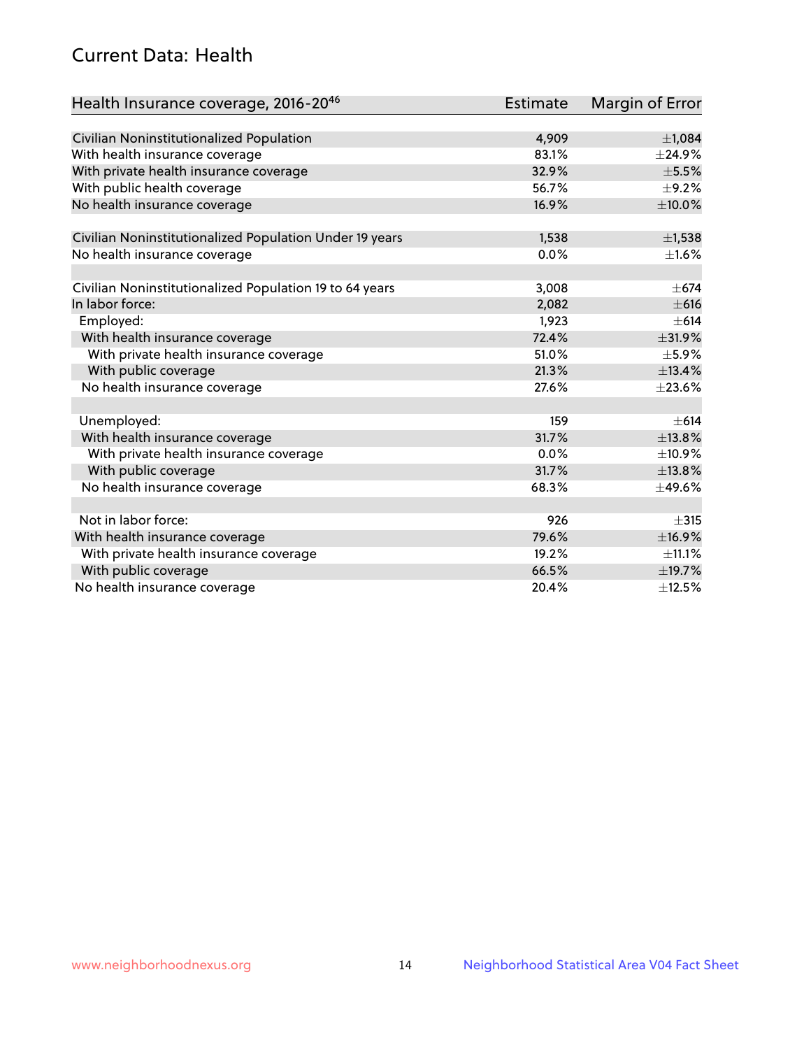## Current Data: Health

| Health Insurance coverage, 2016-20[46] | Estimate | Margin of Error |
|---|---|---|
| Civilian Noninstitutionalized Population | 4,909 | ±1,084 |
| With health insurance coverage | 83.1% | ±24.9% |
| With private health insurance coverage | 32.9% | ±5.5% |
| With public health coverage | 56.7% | ±9.2% |
| No health insurance coverage | 16.9% | ±10.0% |
| | | |
| Civilian Noninstitutionalized Population Under 19 years | 1,538 | ±1,538 |
| No health insurance coverage | 0.0% | ±1.6% |
| | | |
| Civilian Noninstitutionalized Population 19 to 64 years | 3,008 | ±674 |
| In labor force: | 2,082 | ±616 |
| Employed: | 1,923 | ±614 |
| With health insurance coverage | 72.4% | ±31.9% |
| With private health insurance coverage | 51.0% | ±5.9% |
| With public coverage | 21.3% | ±13.4% |
| No health insurance coverage | 27.6% | ±23.6% |
| | | |
| Unemployed: | 159 | ±614 |
| With health insurance coverage | 31.7% | ±13.8% |
| With private health insurance coverage | 0.0% | ±10.9% |
| With public coverage | 31.7% | ±13.8% |
| No health insurance coverage | 68.3% | ±49.6% |
| | | |
| Not in labor force: | 926 | ±315 |
| With health insurance coverage | 79.6% | ±16.9% |
| With private health insurance coverage | 19.2% | ±11.1% |
| With public coverage | 66.5% | ±19.7% |
| No health insurance coverage | 20.4% | ±12.5% |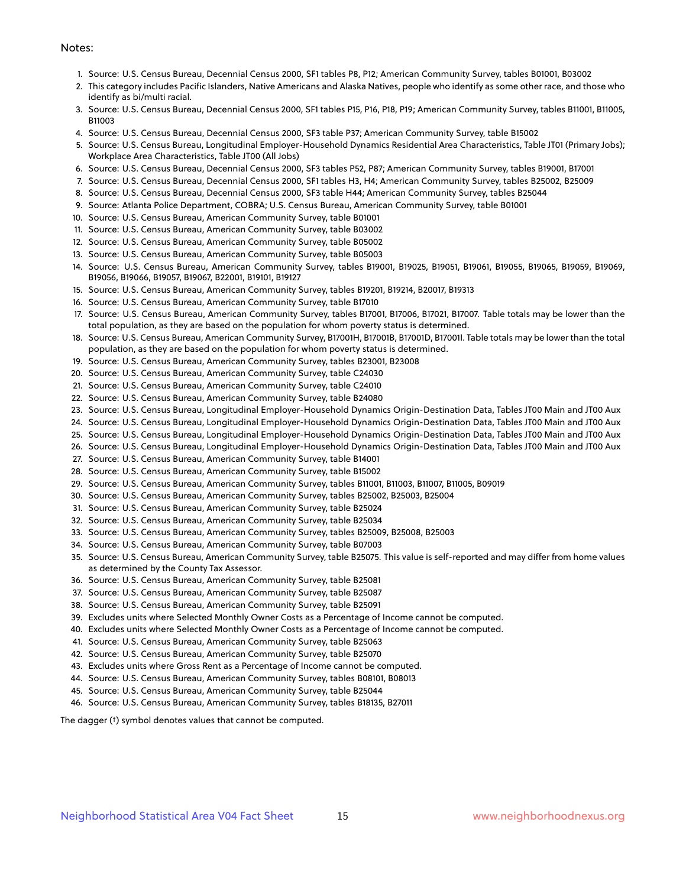Notes:

1. Source: U.S. Census Bureau, Decennial Census 2000, SF1 tables P8, P12; American Community Survey, tables B01001, B03002
2. This category includes Pacific Islanders, Native Americans and Alaska Natives, people who identify as some other race, and those who identify as bi/multi racial.
3. Source: U.S. Census Bureau, Decennial Census 2000, SF1 tables P15, P16, P18, P19; American Community Survey, tables B11001, B11005, B11003
4. Source: U.S. Census Bureau, Decennial Census 2000, SF3 table P37; American Community Survey, table B15002
5. Source: U.S. Census Bureau, Longitudinal Employer-Household Dynamics Residential Area Characteristics, Table JT01 (Primary Jobs); Workplace Area Characteristics, Table JT00 (All Jobs)
6. Source: U.S. Census Bureau, Decennial Census 2000, SF3 tables P52, P87; American Community Survey, tables B19001, B17001
7. Source: U.S. Census Bureau, Decennial Census 2000, SF1 tables H3, H4; American Community Survey, tables B25002, B25009
8. Source: U.S. Census Bureau, Decennial Census 2000, SF3 table H44; American Community Survey, tables B25044
9. Source: Atlanta Police Department, COBRA; U.S. Census Bureau, American Community Survey, table B01001
10. Source: U.S. Census Bureau, American Community Survey, table B01001
11. Source: U.S. Census Bureau, American Community Survey, table B03002
12. Source: U.S. Census Bureau, American Community Survey, table B05002
13. Source: U.S. Census Bureau, American Community Survey, table B05003
14. Source: U.S. Census Bureau, American Community Survey, tables B19001, B19025, B19051, B19061, B19055, B19065, B19059, B19069, B19056, B19066, B19057, B19067, B22001, B19101, B19127
15. Source: U.S. Census Bureau, American Community Survey, tables B19201, B19214, B20017, B19313
16. Source: U.S. Census Bureau, American Community Survey, table B17010
17. Source: U.S. Census Bureau, American Community Survey, tables B17001, B17006, B17021, B17007. Table totals may be lower than the total population, as they are based on the population for whom poverty status is determined.
18. Source: U.S. Census Bureau, American Community Survey, B17001H, B17001B, B17001D, B17001I. Table totals may be lower than the total population, as they are based on the population for whom poverty status is determined.
19. Source: U.S. Census Bureau, American Community Survey, tables B23001, B23008
20. Source: U.S. Census Bureau, American Community Survey, table C24030
21. Source: U.S. Census Bureau, American Community Survey, table C24010
22. Source: U.S. Census Bureau, American Community Survey, table B24080
23. Source: U.S. Census Bureau, Longitudinal Employer-Household Dynamics Origin-Destination Data, Tables JT00 Main and JT00 Aux
24. Source: U.S. Census Bureau, Longitudinal Employer-Household Dynamics Origin-Destination Data, Tables JT00 Main and JT00 Aux
25. Source: U.S. Census Bureau, Longitudinal Employer-Household Dynamics Origin-Destination Data, Tables JT00 Main and JT00 Aux
26. Source: U.S. Census Bureau, Longitudinal Employer-Household Dynamics Origin-Destination Data, Tables JT00 Main and JT00 Aux
27. Source: U.S. Census Bureau, American Community Survey, table B14001
28. Source: U.S. Census Bureau, American Community Survey, table B15002
29. Source: U.S. Census Bureau, American Community Survey, tables B11001, B11003, B11007, B11005, B09019
30. Source: U.S. Census Bureau, American Community Survey, tables B25002, B25003, B25004
31. Source: U.S. Census Bureau, American Community Survey, table B25024
32. Source: U.S. Census Bureau, American Community Survey, table B25034
33. Source: U.S. Census Bureau, American Community Survey, tables B25009, B25008, B25003
34. Source: U.S. Census Bureau, American Community Survey, table B07003
35. Source: U.S. Census Bureau, American Community Survey, table B25075. This value is self-reported and may differ from home values as determined by the County Tax Assessor.
36. Source: U.S. Census Bureau, American Community Survey, table B25081
37. Source: U.S. Census Bureau, American Community Survey, table B25087
38. Source: U.S. Census Bureau, American Community Survey, table B25091
39. Excludes units where Selected Monthly Owner Costs as a Percentage of Income cannot be computed.
40. Excludes units where Selected Monthly Owner Costs as a Percentage of Income cannot be computed.
41. Source: U.S. Census Bureau, American Community Survey, table B25063
42. Source: U.S. Census Bureau, American Community Survey, table B25070
43. Excludes units where Gross Rent as a Percentage of Income cannot be computed.
44. Source: U.S. Census Bureau, American Community Survey, tables B08101, B08013
45. Source: U.S. Census Bureau, American Community Survey, table B25044
46. Source: U.S. Census Bureau, American Community Survey, tables B18135, B27011

The dagger (†) symbol denotes values that cannot be computed.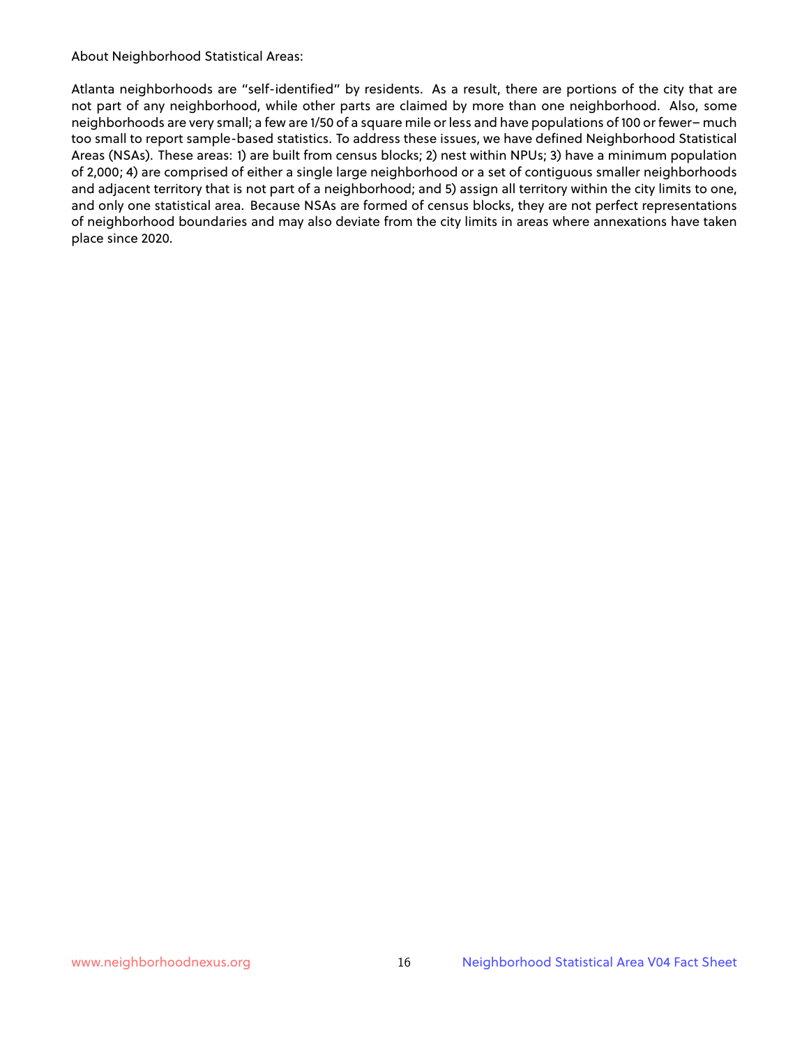About Neighborhood Statistical Areas:

Atlanta neighborhoods are "self-identified" by residents. As a result, there are portions of the city that are not part of any neighborhood, while other parts are claimed by more than one neighborhood. Also, some neighborhoods are very small; a few are 1/50 of a square mile or less and have populations of 100 or fewer– much too small to report sample-based statistics. To address these issues, we have defined Neighborhood Statistical Areas (NSAs). These areas: 1) are built from census blocks; 2) nest within NPUs; 3) have a minimum population of 2,000; 4) are comprised of either a single large neighborhood or a set of contiguous smaller neighborhoods and adjacent territory that is not part of a neighborhood; and 5) assign all territory within the city limits to one, and only one statistical area. Because NSAs are formed of census blocks, they are not perfect representations of neighborhood boundaries and may also deviate from the city limits in areas where annexations have taken place since 2020.